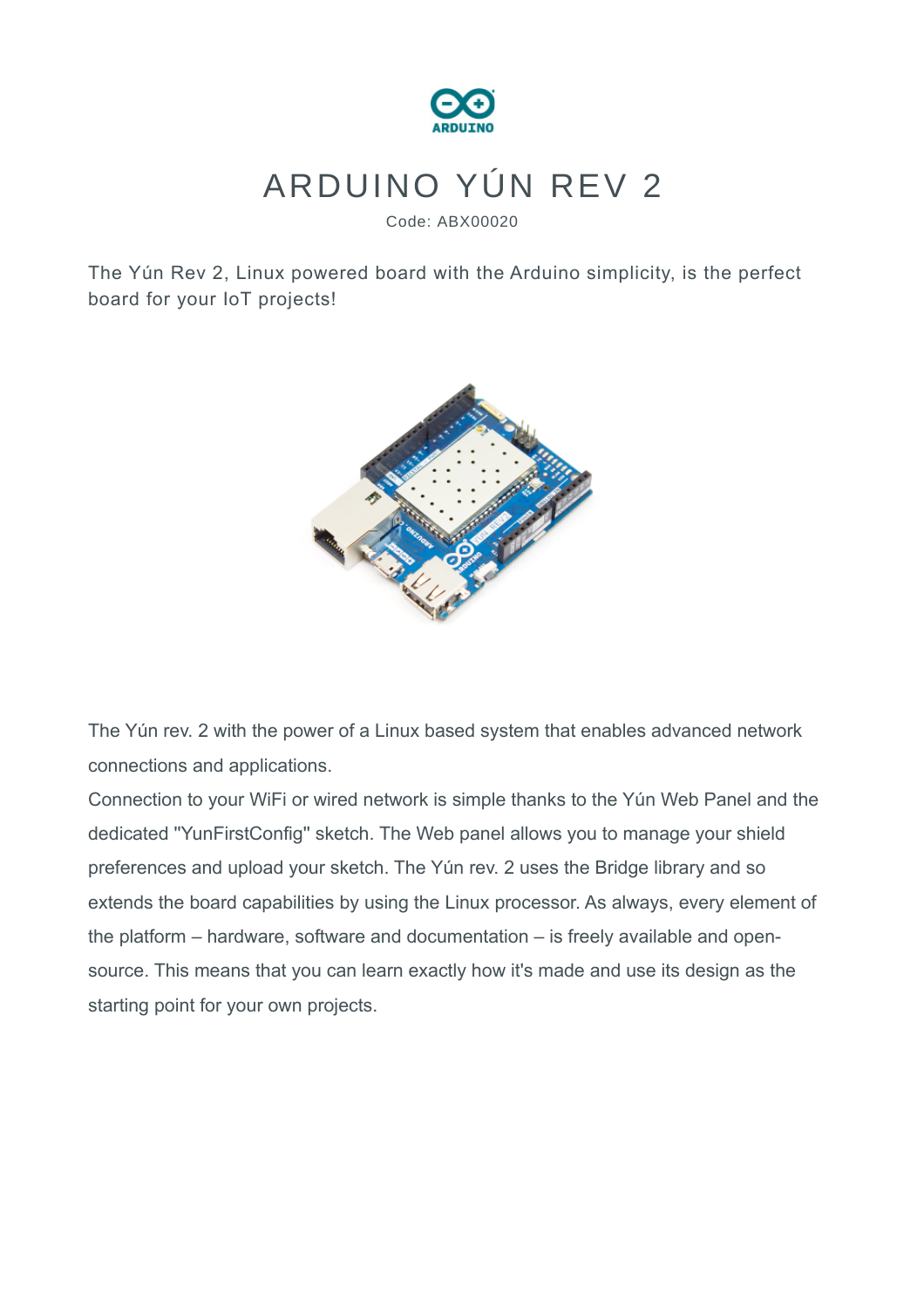# ARDUINO YÚN REV 2

Code: ABX00020

The Yún Rev 2, Linux powered board with the Arduino simplicity, is the perfect board for your IoT projects!

The Yún rev. 2 with the power of a Linux based system that enables advanced network connections and applications.
Connection to your WiFi or wired network is simple thanks to the Yún Web Panel and the dedicated "YunFirstConfig" sketch. The Web panel allows you to manage your shield preferences and upload your sketch. The Yún rev. 2 uses the Bridge library and so extends the board capabilities by using the Linux processor. As always, every element of the platform – hardware, software and documentation – is freely available and open-source. This means that you can learn exactly how it's made and use its design as the starting point for your own projects.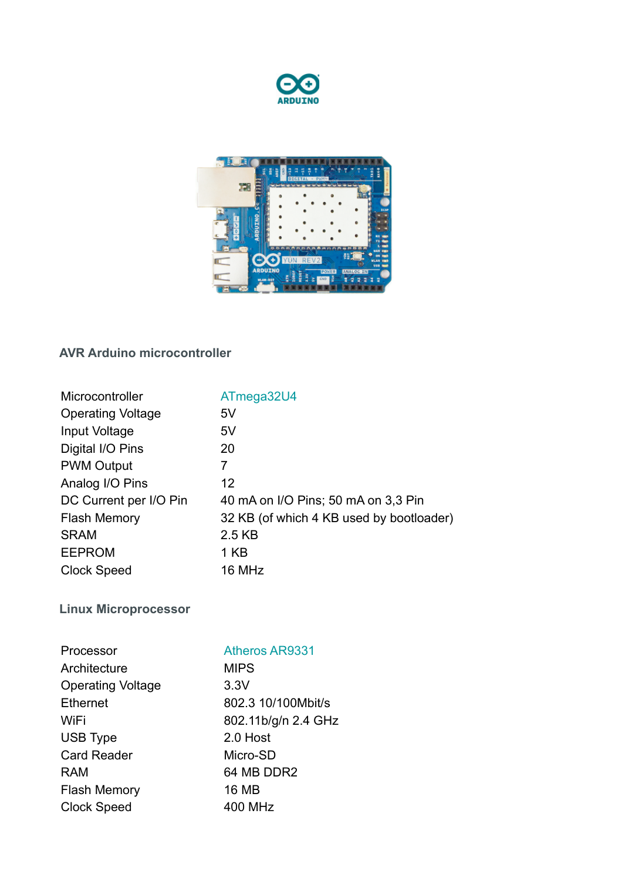## AVR Arduino microcontroller

| | |
|---|---|
| Microcontroller | ATmega32U4 |
| Operating Voltage | 5V |
| Input Voltage | 5V |
| Digital I/O Pins | 20 |
| PWM Output | 7 |
| Analog I/O Pins | 12 |
| DC Current per I/O Pin | 40 mA on I/O Pins; 50 mA on 3,3 Pin |
| Flash Memory | 32 KB (of which 4 KB used by bootloader) |
| SRAM | 2.5 KB |
| EEPROM | 1 KB |
| Clock Speed | 16 MHz |

## Linux Microprocessor

| | |
|---|---|
| Processor | Atheros AR9331 |
| Architecture | MIPS |
| Operating Voltage | 3.3V |
| Ethernet | 802.3 10/100Mbit/s |
| WiFi | 802.11b/g/n 2.4 GHz |
| USB Type | 2.0 Host |
| Card Reader | Micro-SD |
| RAM | 64 MB DDR2 |
| Flash Memory | 16 MB |
| Clock Speed | 400 MHz |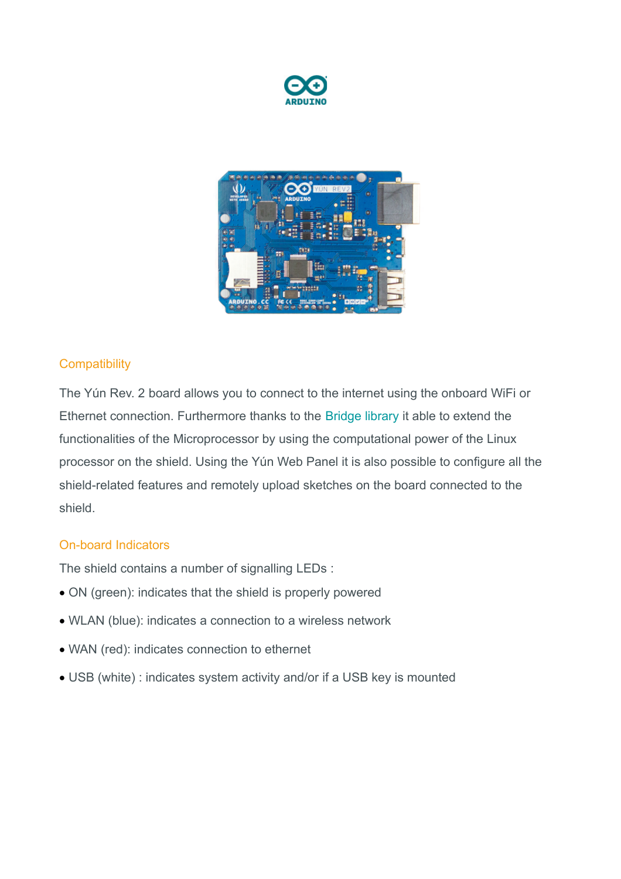## Compatibility

The Yún Rev. 2 board allows you to connect to the internet using the onboard WiFi or Ethernet connection. Furthermore thanks to the Bridge library it able to extend the functionalities of the Microprocessor by using the computational power of the Linux processor on the shield. Using the Yún Web Panel it is also possible to configure all the shield-related features and remotely upload sketches on the board connected to the shield.

## On-board Indicators

The shield contains a number of signalling LEDs :

- ON (green): indicates that the shield is properly powered
- WLAN (blue): indicates a connection to a wireless network
- WAN (red): indicates connection to ethernet
- USB (white) : indicates system activity and/or if a USB key is mounted